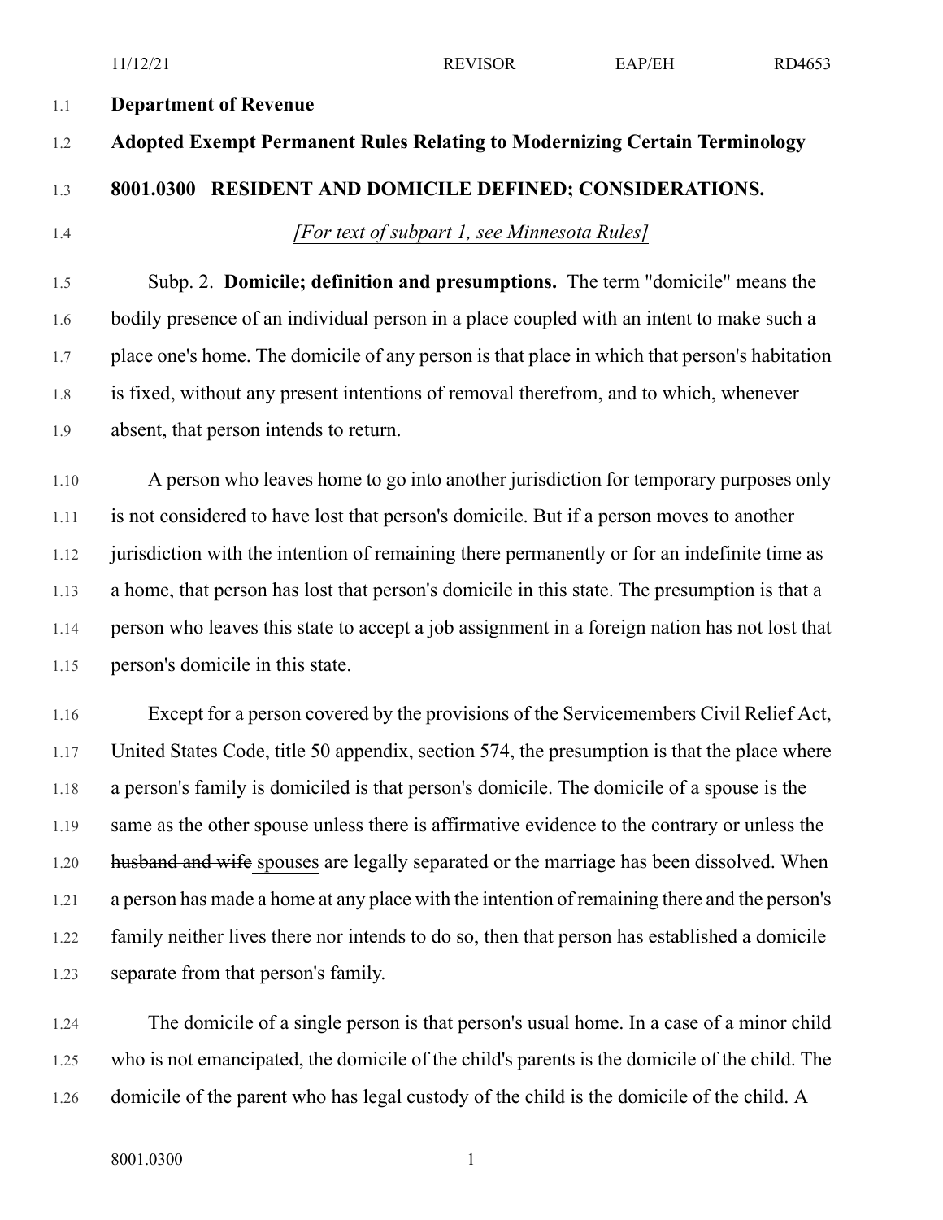**Department of Revenue**

**Adopted Exempt Permanent Rules Relating to Modernizing Certain Terminology**

**8001.0300 RESIDENT AND DOMICILE DEFINED; CONSIDERATIONS.**

*[For text of subpart 1, see Minnesota Rules]*

Subp. 2. **Domicile; definition and presumptions.** The term "domicile" means the bodily presence of an individual person in a place coupled with an intent to make such a place one's home. The domicile of any person is that place in which that person's habitation is fixed, without any present intentions of removal therefrom, and to which, whenever absent, that person intends to return.

A person who leaves home to go into another jurisdiction for temporary purposes only is not considered to have lost that person's domicile. But if a person moves to another jurisdiction with the intention of remaining there permanently or for an indefinite time as a home, that person has lost that person's domicile in this state. The presumption is that a person who leaves this state to accept a job assignment in a foreign nation has not lost that person's domicile in this state.

Except for a person covered by the provisions of the Servicemembers Civil Relief Act, United States Code, title 50 appendix, section 574, the presumption is that the place where a person's family is domiciled is that person's domicile. The domicile of a spouse is the same as the other spouse unless there is affirmative evidence to the contrary or unless the ~~husband and wife~~ <u>spouses</u> are legally separated or the marriage has been dissolved. When a person has made a home at any place with the intention of remaining there and the person's family neither lives there nor intends to do so, then that person has established a domicile separate from that person's family.

The domicile of a single person is that person's usual home. In a case of a minor child who is not emancipated, the domicile of the child's parents is the domicile of the child. The domicile of the parent who has legal custody of the child is the domicile of the child. A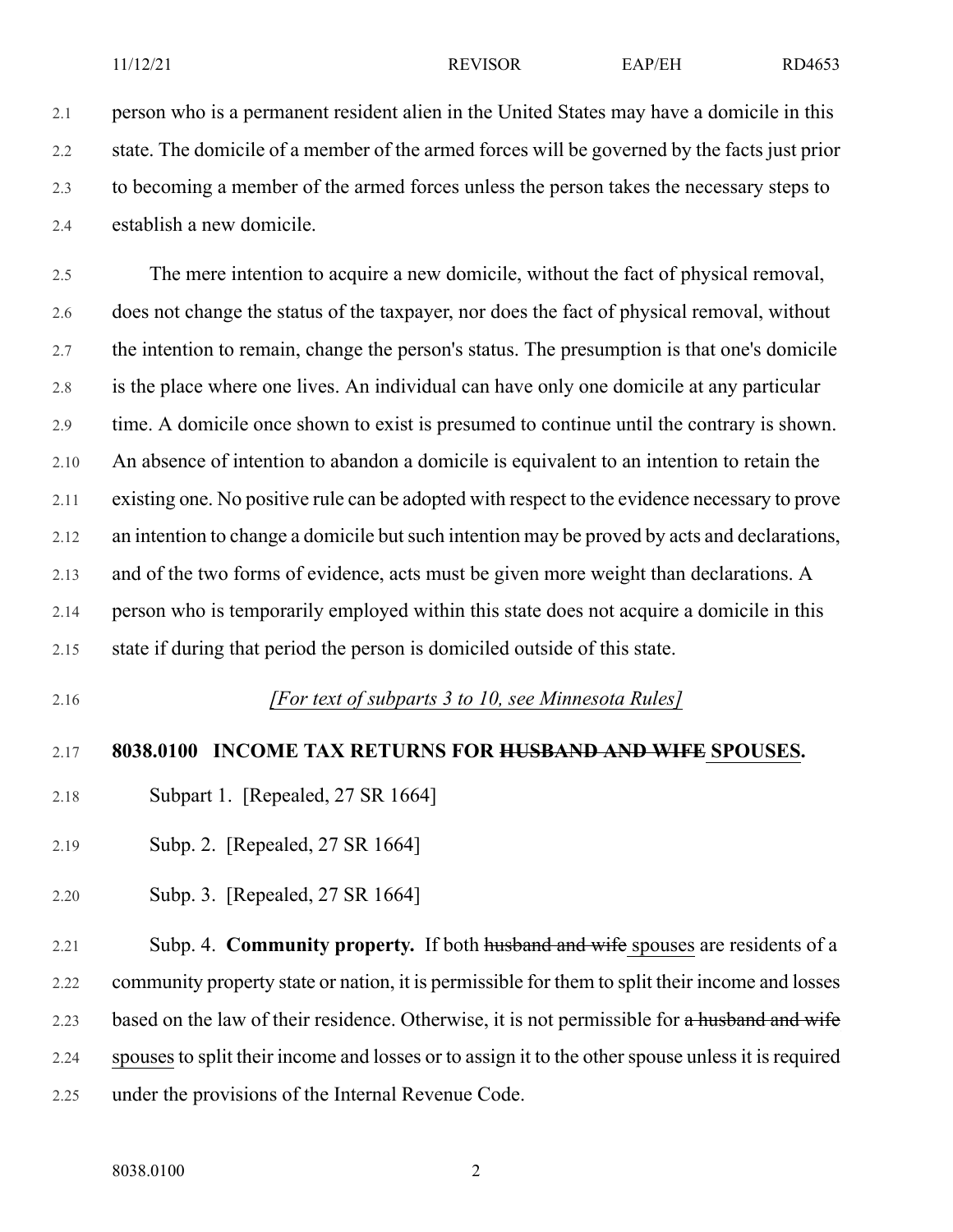person who is a permanent resident alien in the United States may have a domicile in this state. The domicile of a member of the armed forces will be governed by the facts just prior to becoming a member of the armed forces unless the person takes the necessary steps to establish a new domicile.

The mere intention to acquire a new domicile, without the fact of physical removal, does not change the status of the taxpayer, nor does the fact of physical removal, without the intention to remain, change the person's status. The presumption is that one's domicile is the place where one lives. An individual can have only one domicile at any particular time. A domicile once shown to exist is presumed to continue until the contrary is shown. An absence of intention to abandon a domicile is equivalent to an intention to retain the existing one. No positive rule can be adopted with respect to the evidence necessary to prove an intention to change a domicile but such intention may be proved by acts and declarations, and of the two forms of evidence, acts must be given more weight than declarations. A person who is temporarily employed within this state does not acquire a domicile in this state if during that period the person is domiciled outside of this state.

*[For text of subparts 3 to 10, see Minnesota Rules]*

**8038.0100 INCOME TAX RETURNS FOR ~~HUSBAND AND WIFE~~ SPOUSES.**

Subpart 1. [Repealed, 27 SR 1664]

Subp. 2. [Repealed, 27 SR 1664]

Subp. 3. [Repealed, 27 SR 1664]

Subp. 4. **Community property.** If both ~~husband and wife~~ spouses are residents of a community property state or nation, it is permissible for them to split their income and losses based on the law of their residence. Otherwise, it is not permissible for ~~a husband and wife~~ spouses to split their income and losses or to assign it to the other spouse unless it is required under the provisions of the Internal Revenue Code.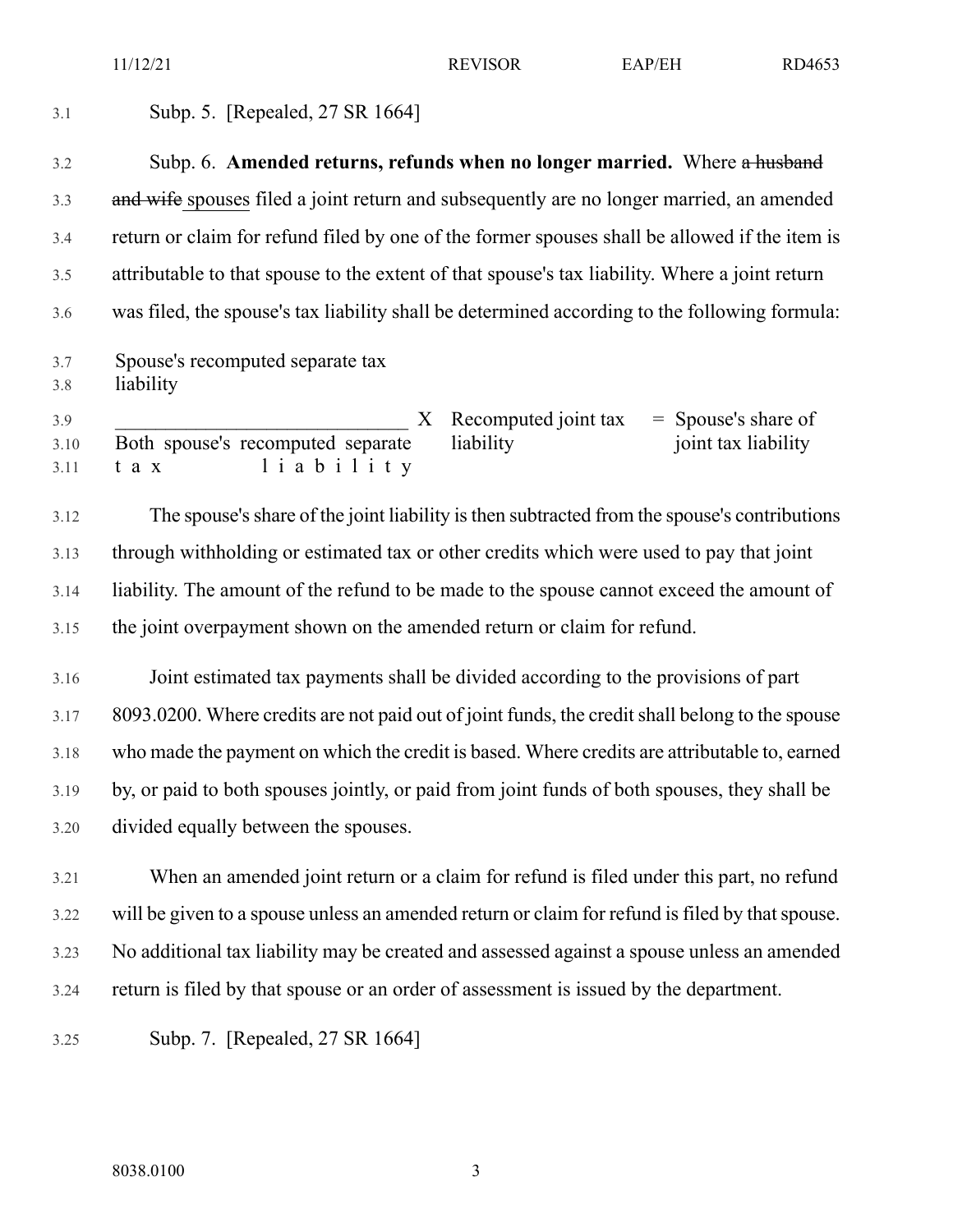Subp. 5. [Repealed, 27 SR 1664]

Subp. 6. **Amended returns, refunds when no longer married.** Where ~~a husband and wife~~ spouses filed a joint return and subsequently are no longer married, an amended return or claim for refund filed by one of the former spouses shall be allowed if the item is attributable to that spouse to the extent of that spouse's tax liability. Where a joint return was filed, the spouse's tax liability shall be determined according to the following formula:

$$\frac{\text{Spouse's recomputed separate tax liability}}{\text{Both spouse's recomputed separate tax liability}} \times \text{Recomputed joint tax liability} = \text{Spouse's share of joint tax liability}$$

The spouse's share of the joint liability is then subtracted from the spouse's contributions through withholding or estimated tax or other credits which were used to pay that joint liability. The amount of the refund to be made to the spouse cannot exceed the amount of the joint overpayment shown on the amended return or claim for refund.

Joint estimated tax payments shall be divided according to the provisions of part 8093.0200. Where credits are not paid out of joint funds, the credit shall belong to the spouse who made the payment on which the credit is based. Where credits are attributable to, earned by, or paid to both spouses jointly, or paid from joint funds of both spouses, they shall be divided equally between the spouses.

When an amended joint return or a claim for refund is filed under this part, no refund will be given to a spouse unless an amended return or claim for refund is filed by that spouse. No additional tax liability may be created and assessed against a spouse unless an amended return is filed by that spouse or an order of assessment is issued by the department.

Subp. 7. [Repealed, 27 SR 1664]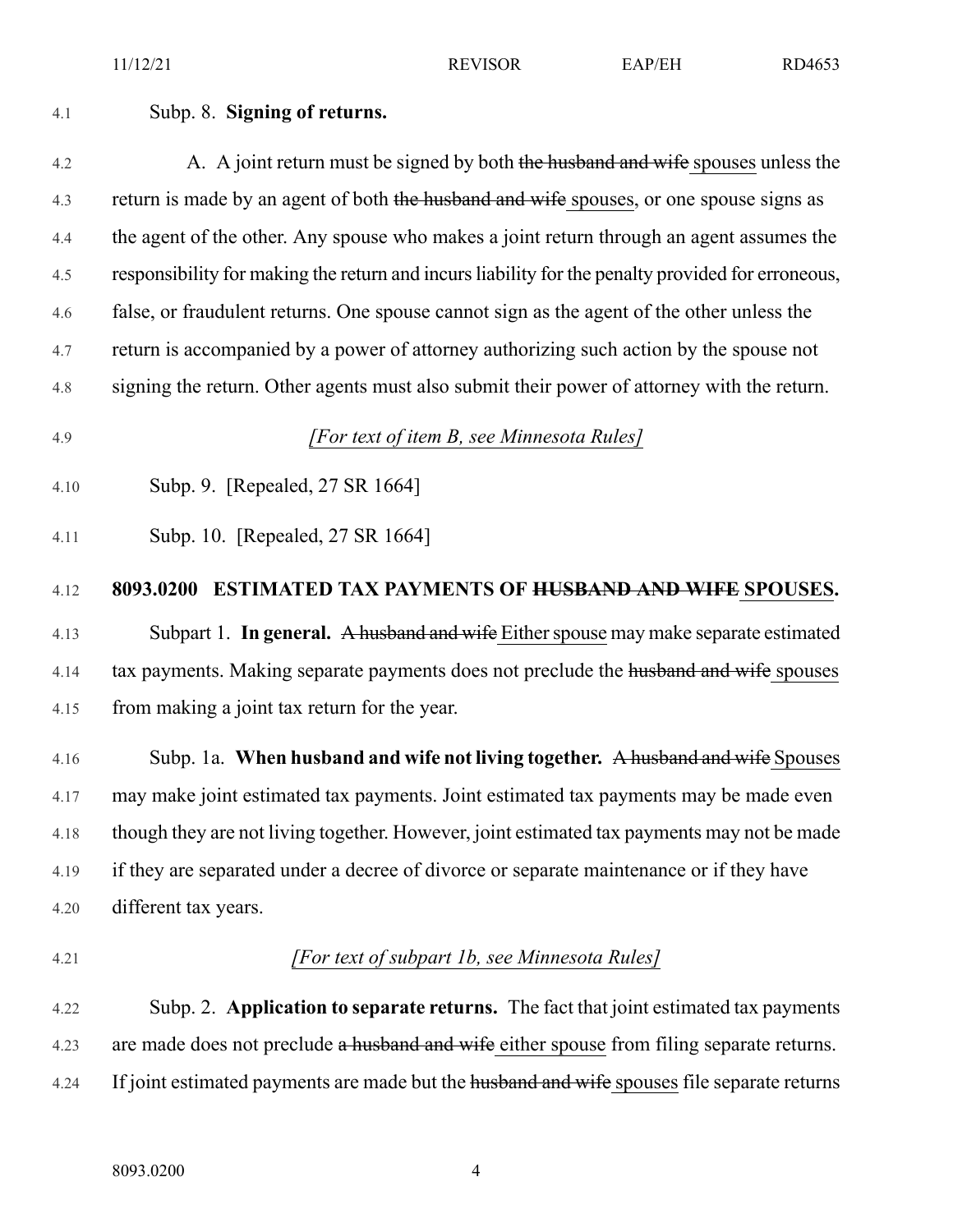Subp. 8. **Signing of returns.**

A. A joint return must be signed by both ~~the husband and wife~~ <u>spouses</u> unless the return is made by an agent of both ~~the husband and wife~~ <u>spouses</u>, or one spouse signs as the agent of the other. Any spouse who makes a joint return through an agent assumes the responsibility for making the return and incurs liability for the penalty provided for erroneous, false, or fraudulent returns. One spouse cannot sign as the agent of the other unless the return is accompanied by a power of attorney authorizing such action by the spouse not signing the return. Other agents must also submit their power of attorney with the return.

*[For text of item B, see Minnesota Rules]*

Subp. 9. [Repealed, 27 SR 1664]

Subp. 10. [Repealed, 27 SR 1664]

**8093.0200 ESTIMATED TAX PAYMENTS OF ~~HUSBAND AND WIFE~~ <u>SPOUSES</u>.**

Subpart 1. **In general.** ~~A husband and wife~~ <u>Either spouse</u> may make separate estimated tax payments. Making separate payments does not preclude the ~~husband and wife~~ <u>spouses</u> from making a joint tax return for the year.

Subp. 1a. **When husband and wife not living together.** ~~A husband and wife~~ <u>Spouses</u> may make joint estimated tax payments. Joint estimated tax payments may be made even though they are not living together. However, joint estimated tax payments may not be made if they are separated under a decree of divorce or separate maintenance or if they have different tax years.

*[For text of subpart 1b, see Minnesota Rules]*

Subp. 2. **Application to separate returns.** The fact that joint estimated tax payments are made does not preclude ~~a husband and wife~~ <u>either spouse</u> from filing separate returns. If joint estimated payments are made but the ~~husband and wife~~ <u>spouses</u> file separate returns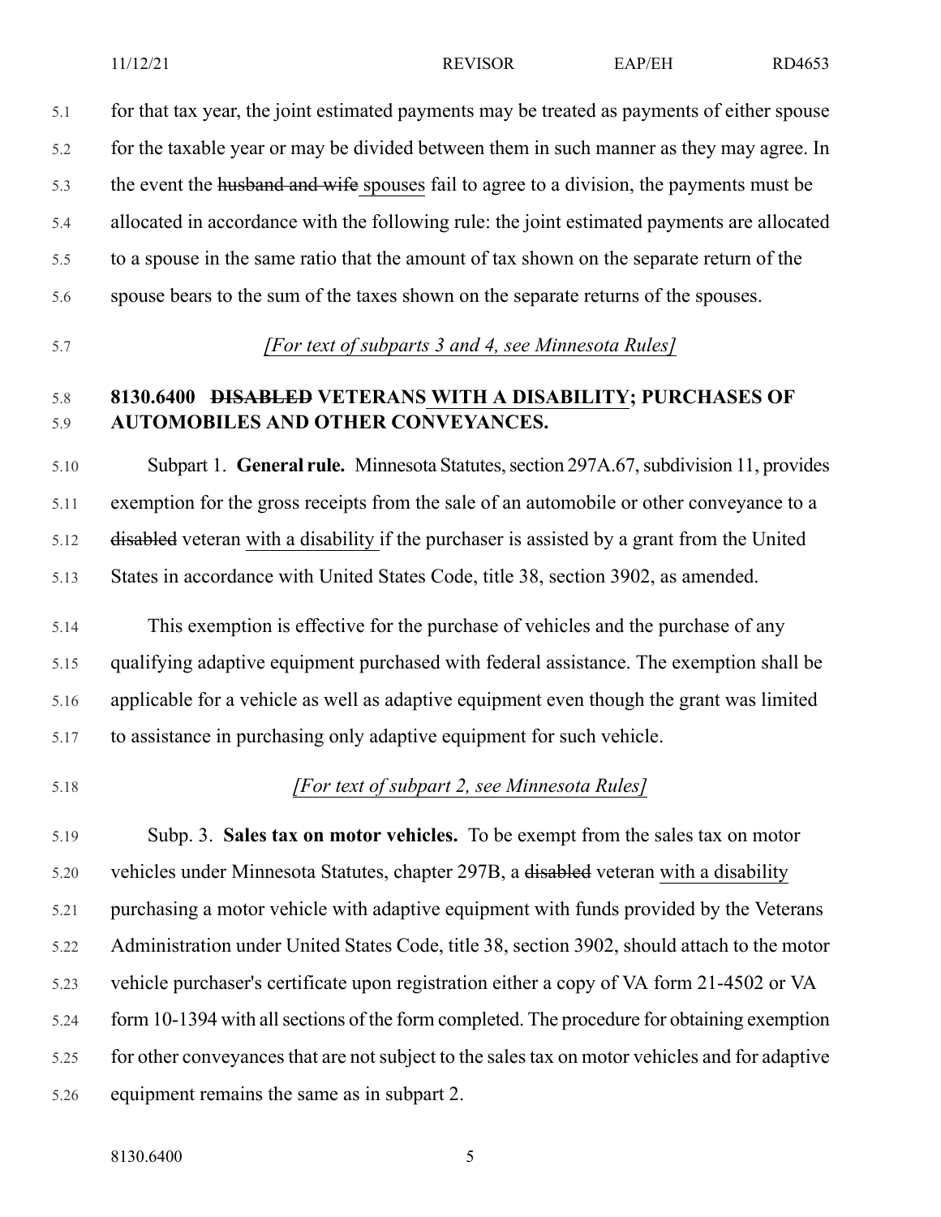for that tax year, the joint estimated payments may be treated as payments of either spouse for the taxable year or may be divided between them in such manner as they may agree. In the event the ~~husband and wife~~ <u>spouses</u> fail to agree to a division, the payments must be allocated in accordance with the following rule: the joint estimated payments are allocated to a spouse in the same ratio that the amount of tax shown on the separate return of the spouse bears to the sum of the taxes shown on the separate returns of the spouses.

*[For text of subparts 3 and 4, see Minnesota Rules]*

**8130.6400 ~~DISABLED~~ VETERANS <u>WITH A DISABILITY</u>; PURCHASES OF AUTOMOBILES AND OTHER CONVEYANCES.**

Subpart 1. **General rule.** Minnesota Statutes, section 297A.67, subdivision 11, provides exemption for the gross receipts from the sale of an automobile or other conveyance to a ~~disabled~~ veteran <u>with a disability</u> if the purchaser is assisted by a grant from the United States in accordance with United States Code, title 38, section 3902, as amended.

This exemption is effective for the purchase of vehicles and the purchase of any qualifying adaptive equipment purchased with federal assistance. The exemption shall be applicable for a vehicle as well as adaptive equipment even though the grant was limited to assistance in purchasing only adaptive equipment for such vehicle.

*[For text of subpart 2, see Minnesota Rules]*

Subp. 3. **Sales tax on motor vehicles.** To be exempt from the sales tax on motor vehicles under Minnesota Statutes, chapter 297B, a ~~disabled~~ veteran <u>with a disability</u> purchasing a motor vehicle with adaptive equipment with funds provided by the Veterans Administration under United States Code, title 38, section 3902, should attach to the motor vehicle purchaser's certificate upon registration either a copy of VA form 21-4502 or VA form 10-1394 with all sections of the form completed. The procedure for obtaining exemption for other conveyances that are not subject to the sales tax on motor vehicles and for adaptive equipment remains the same as in subpart 2.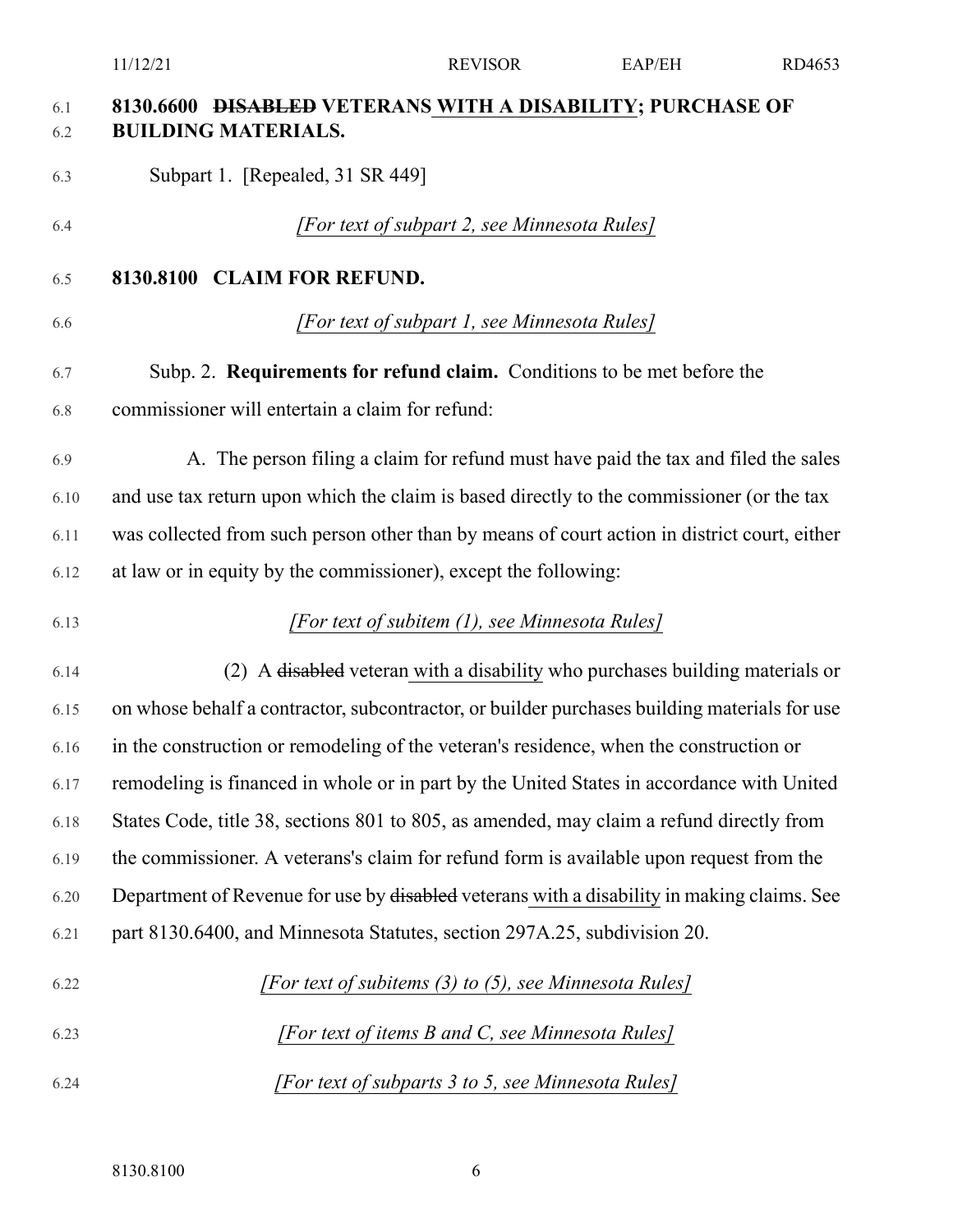**8130.6600 ~~DISABLED~~ VETERANS WITH A DISABILITY; PURCHASE OF BUILDING MATERIALS.**

Subpart 1. [Repealed, 31 SR 449]

*[For text of subpart 2, see Minnesota Rules]*

**8130.8100 CLAIM FOR REFUND.**

*[For text of subpart 1, see Minnesota Rules]*

Subp. 2. **Requirements for refund claim.** Conditions to be met before the commissioner will entertain a claim for refund:

A. The person filing a claim for refund must have paid the tax and filed the sales and use tax return upon which the claim is based directly to the commissioner (or the tax was collected from such person other than by means of court action in district court, either at law or in equity by the commissioner), except the following:

*[For text of subitem (1), see Minnesota Rules]*

(2) A ~~disabled~~ veteran with a disability who purchases building materials or on whose behalf a contractor, subcontractor, or builder purchases building materials for use in the construction or remodeling of the veteran's residence, when the construction or remodeling is financed in whole or in part by the United States in accordance with United States Code, title 38, sections 801 to 805, as amended, may claim a refund directly from the commissioner. A veterans's claim for refund form is available upon request from the Department of Revenue for use by ~~disabled~~ veterans with a disability in making claims. See part 8130.6400, and Minnesota Statutes, section 297A.25, subdivision 20.

*[For text of subitems (3) to (5), see Minnesota Rules]*

*[For text of items B and C, see Minnesota Rules]*

*[For text of subparts 3 to 5, see Minnesota Rules]*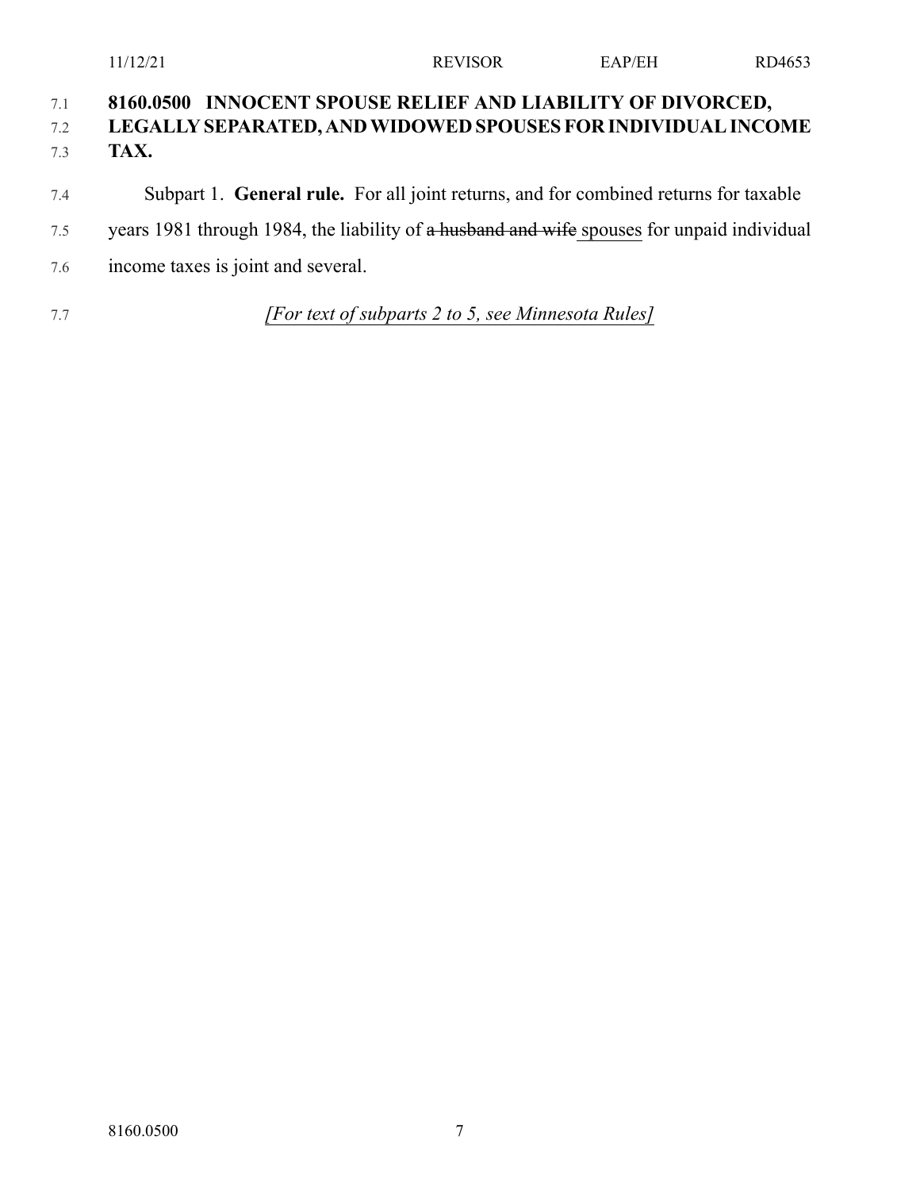**8160.0500 INNOCENT SPOUSE RELIEF AND LIABILITY OF DIVORCED, LEGALLY SEPARATED, AND WIDOWED SPOUSES FOR INDIVIDUAL INCOME TAX.**

Subpart 1. **General rule.** For all joint returns, and for combined returns for taxable years 1981 through 1984, the liability of ~~a husband and wife~~ spouses for unpaid individual income taxes is joint and several.

*[For text of subparts 2 to 5, see Minnesota Rules]*